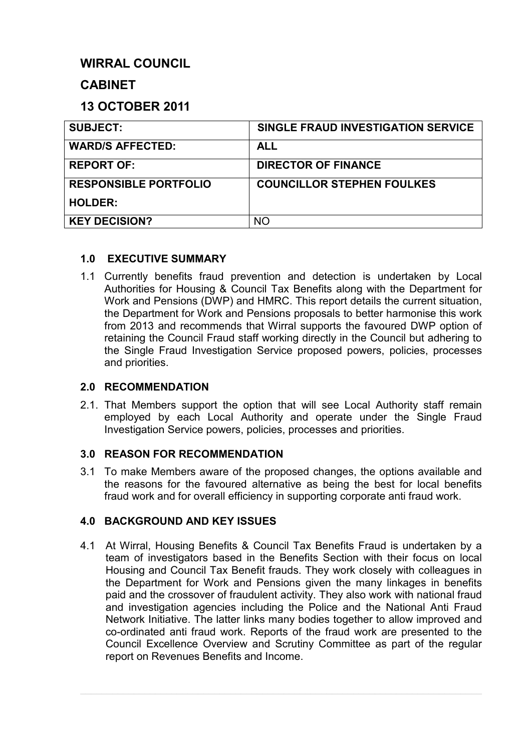# WIRRAL COUNCIL

# CABINET

# 13 OCTOBER 2011

| SUBJECT: | SINGLE FRAUD INVESTIGATION SERVICE |
|---|---|
| WARD/S AFFECTED: | ALL |
| REPORT OF: | DIRECTOR OF FINANCE |
| RESPONSIBLE PORTFOLIO HOLDER: | COUNCILLOR STEPHEN FOULKES |
| KEY DECISION? | NO |

## 1.0 EXECUTIVE SUMMARY

1.1 Currently benefits fraud prevention and detection is undertaken by Local Authorities for Housing & Council Tax Benefits along with the Department for Work and Pensions (DWP) and HMRC. This report details the current situation, the Department for Work and Pensions proposals to better harmonise this work from 2013 and recommends that Wirral supports the favoured DWP option of retaining the Council Fraud staff working directly in the Council but adhering to the Single Fraud Investigation Service proposed powers, policies, processes and priorities.

## 2.0 RECOMMENDATION

2.1. That Members support the option that will see Local Authority staff remain employed by each Local Authority and operate under the Single Fraud Investigation Service powers, policies, processes and priorities.

## 3.0 REASON FOR RECOMMENDATION

3.1 To make Members aware of the proposed changes, the options available and the reasons for the favoured alternative as being the best for local benefits fraud work and for overall efficiency in supporting corporate anti fraud work.

## 4.0 BACKGROUND AND KEY ISSUES

4.1 At Wirral, Housing Benefits & Council Tax Benefits Fraud is undertaken by a team of investigators based in the Benefits Section with their focus on local Housing and Council Tax Benefit frauds. They work closely with colleagues in the Department for Work and Pensions given the many linkages in benefits paid and the crossover of fraudulent activity. They also work with national fraud and investigation agencies including the Police and the National Anti Fraud Network Initiative. The latter links many bodies together to allow improved and co-ordinated anti fraud work. Reports of the fraud work are presented to the Council Excellence Overview and Scrutiny Committee as part of the regular report on Revenues Benefits and Income.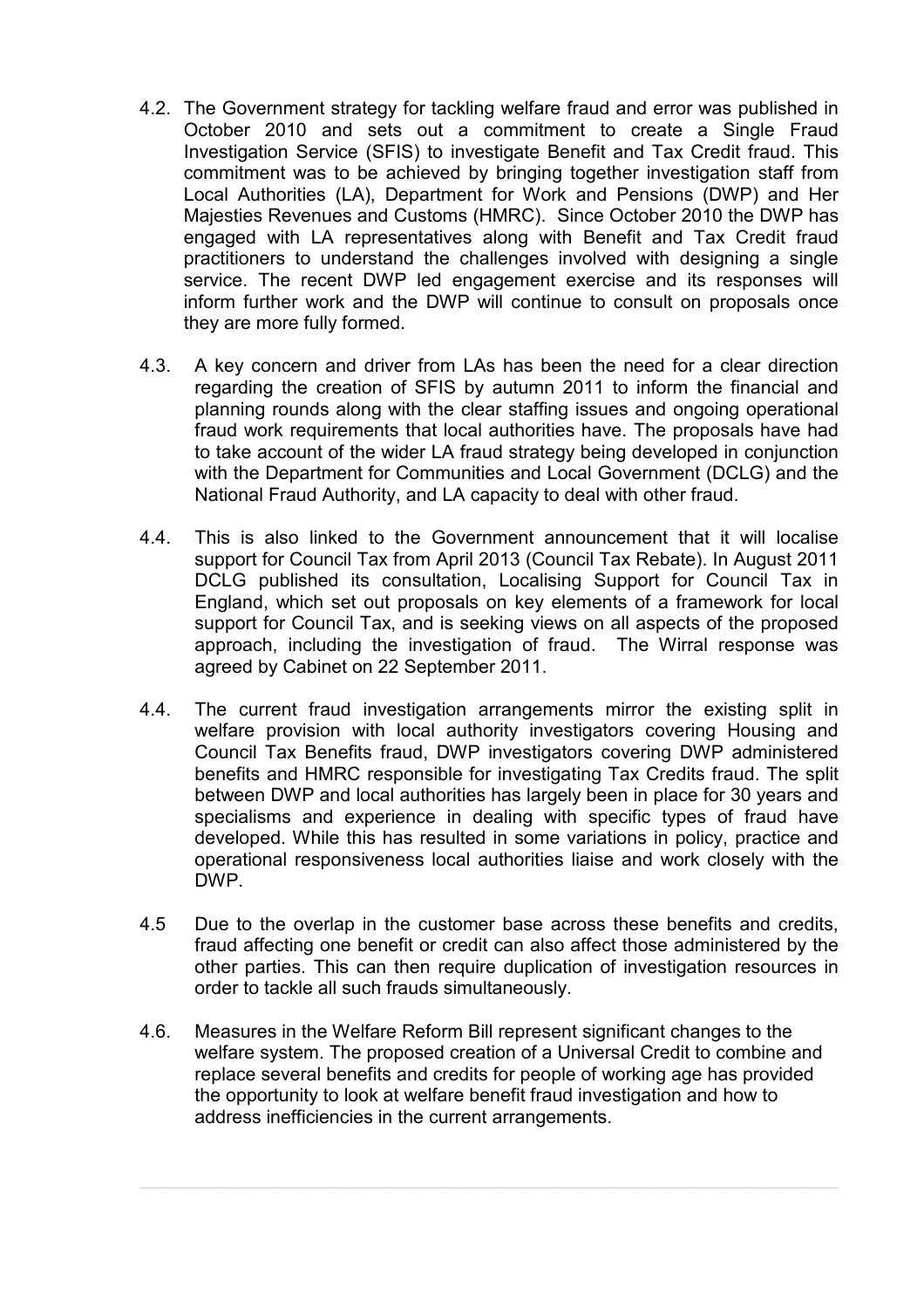4.2. The Government strategy for tackling welfare fraud and error was published in October 2010 and sets out a commitment to create a Single Fraud Investigation Service (SFIS) to investigate Benefit and Tax Credit fraud. This commitment was to be achieved by bringing together investigation staff from Local Authorities (LA), Department for Work and Pensions (DWP) and Her Majesties Revenues and Customs (HMRC). Since October 2010 the DWP has engaged with LA representatives along with Benefit and Tax Credit fraud practitioners to understand the challenges involved with designing a single service. The recent DWP led engagement exercise and its responses will inform further work and the DWP will continue to consult on proposals once they are more fully formed.

4.3. A key concern and driver from LAs has been the need for a clear direction regarding the creation of SFIS by autumn 2011 to inform the financial and planning rounds along with the clear staffing issues and ongoing operational fraud work requirements that local authorities have. The proposals have had to take account of the wider LA fraud strategy being developed in conjunction with the Department for Communities and Local Government (DCLG) and the National Fraud Authority, and LA capacity to deal with other fraud.

4.4. This is also linked to the Government announcement that it will localise support for Council Tax from April 2013 (Council Tax Rebate). In August 2011 DCLG published its consultation, Localising Support for Council Tax in England, which set out proposals on key elements of a framework for local support for Council Tax, and is seeking views on all aspects of the proposed approach, including the investigation of fraud. The Wirral response was agreed by Cabinet on 22 September 2011.

4.4. The current fraud investigation arrangements mirror the existing split in welfare provision with local authority investigators covering Housing and Council Tax Benefits fraud, DWP investigators covering DWP administered benefits and HMRC responsible for investigating Tax Credits fraud. The split between DWP and local authorities has largely been in place for 30 years and specialisms and experience in dealing with specific types of fraud have developed. While this has resulted in some variations in policy, practice and operational responsiveness local authorities liaise and work closely with the DWP.

4.5 Due to the overlap in the customer base across these benefits and credits, fraud affecting one benefit or credit can also affect those administered by the other parties. This can then require duplication of investigation resources in order to tackle all such frauds simultaneously.

4.6. Measures in the Welfare Reform Bill represent significant changes to the welfare system. The proposed creation of a Universal Credit to combine and replace several benefits and credits for people of working age has provided the opportunity to look at welfare benefit fraud investigation and how to address inefficiencies in the current arrangements.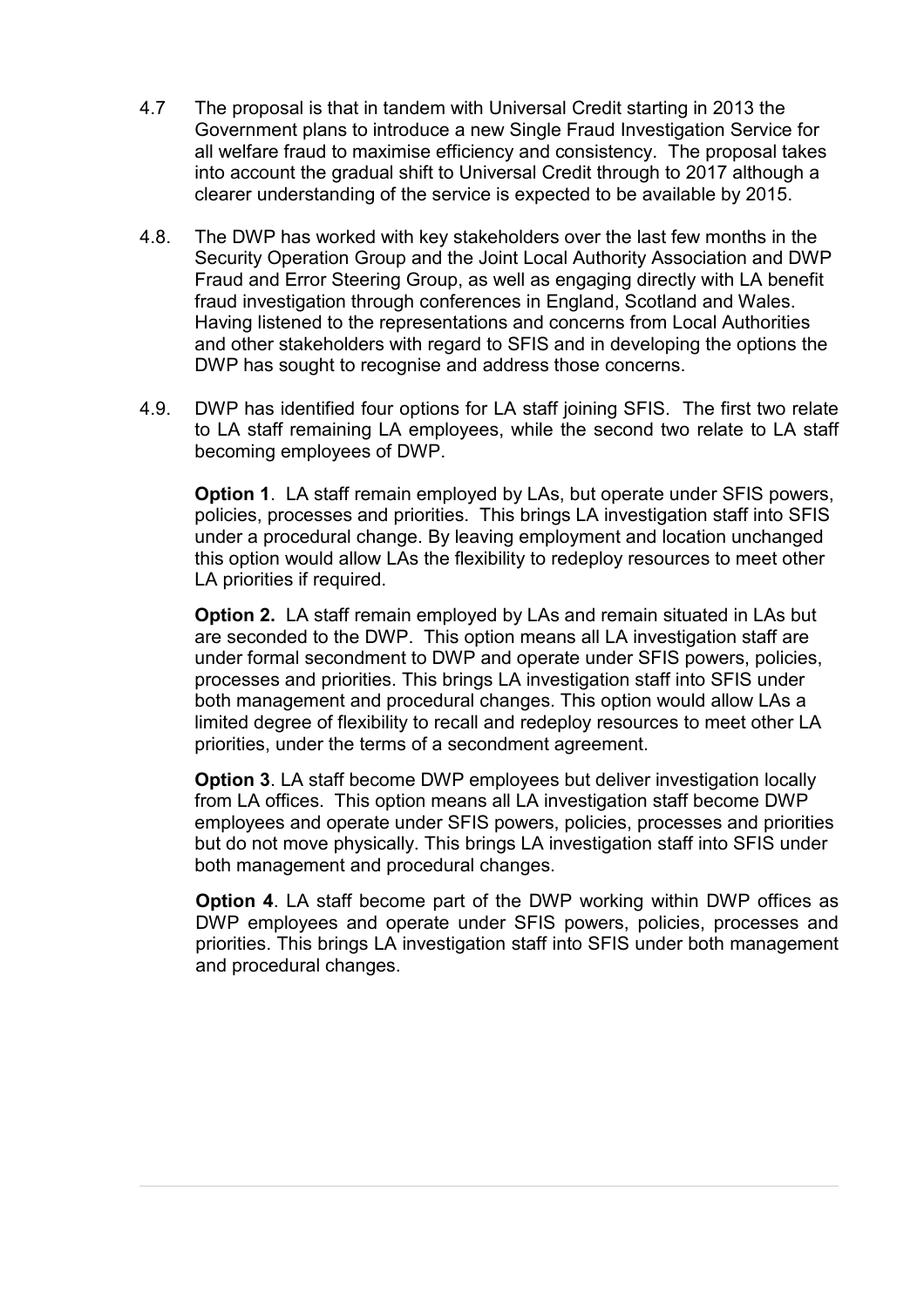4.7 The proposal is that in tandem with Universal Credit starting in 2013 the Government plans to introduce a new Single Fraud Investigation Service for all welfare fraud to maximise efficiency and consistency. The proposal takes into account the gradual shift to Universal Credit through to 2017 although a clearer understanding of the service is expected to be available by 2015.

4.8. The DWP has worked with key stakeholders over the last few months in the Security Operation Group and the Joint Local Authority Association and DWP Fraud and Error Steering Group, as well as engaging directly with LA benefit fraud investigation through conferences in England, Scotland and Wales. Having listened to the representations and concerns from Local Authorities and other stakeholders with regard to SFIS and in developing the options the DWP has sought to recognise and address those concerns.

4.9. DWP has identified four options for LA staff joining SFIS. The first two relate to LA staff remaining LA employees, while the second two relate to LA staff becoming employees of DWP.

**Option 1**. LA staff remain employed by LAs, but operate under SFIS powers, policies, processes and priorities. This brings LA investigation staff into SFIS under a procedural change. By leaving employment and location unchanged this option would allow LAs the flexibility to redeploy resources to meet other LA priorities if required.

**Option 2.** LA staff remain employed by LAs and remain situated in LAs but are seconded to the DWP. This option means all LA investigation staff are under formal secondment to DWP and operate under SFIS powers, policies, processes and priorities. This brings LA investigation staff into SFIS under both management and procedural changes. This option would allow LAs a limited degree of flexibility to recall and redeploy resources to meet other LA priorities, under the terms of a secondment agreement.

**Option 3**. LA staff become DWP employees but deliver investigation locally from LA offices. This option means all LA investigation staff become DWP employees and operate under SFIS powers, policies, processes and priorities but do not move physically. This brings LA investigation staff into SFIS under both management and procedural changes.

**Option 4**. LA staff become part of the DWP working within DWP offices as DWP employees and operate under SFIS powers, policies, processes and priorities. This brings LA investigation staff into SFIS under both management and procedural changes.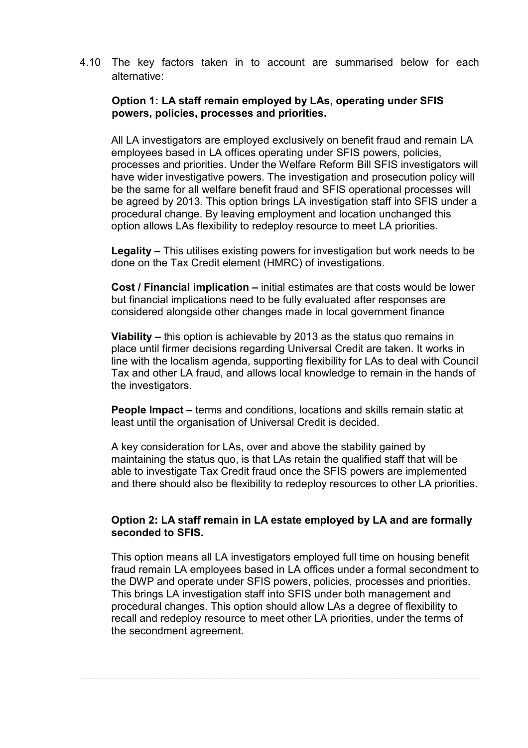4.10 The key factors taken in to account are summarised below for each alternative:

**Option 1: LA staff remain employed by LAs, operating under SFIS powers, policies, processes and priorities.**

All LA investigators are employed exclusively on benefit fraud and remain LA employees based in LA offices operating under SFIS powers, policies, processes and priorities. Under the Welfare Reform Bill SFIS investigators will have wider investigative powers. The investigation and prosecution policy will be the same for all welfare benefit fraud and SFIS operational processes will be agreed by 2013. This option brings LA investigation staff into SFIS under a procedural change. By leaving employment and location unchanged this option allows LAs flexibility to redeploy resource to meet LA priorities.

**Legality –** This utilises existing powers for investigation but work needs to be done on the Tax Credit element (HMRC) of investigations.

**Cost / Financial implication –** initial estimates are that costs would be lower but financial implications need to be fully evaluated after responses are considered alongside other changes made in local government finance

**Viability –** this option is achievable by 2013 as the status quo remains in place until firmer decisions regarding Universal Credit are taken. It works in line with the localism agenda, supporting flexibility for LAs to deal with Council Tax and other LA fraud, and allows local knowledge to remain in the hands of the investigators.

**People Impact –** terms and conditions, locations and skills remain static at least until the organisation of Universal Credit is decided.

A key consideration for LAs, over and above the stability gained by maintaining the status quo, is that LAs retain the qualified staff that will be able to investigate Tax Credit fraud once the SFIS powers are implemented and there should also be flexibility to redeploy resources to other LA priorities.

**Option 2: LA staff remain in LA estate employed by LA and are formally seconded to SFIS.**

This option means all LA investigators employed full time on housing benefit fraud remain LA employees based in LA offices under a formal secondment to the DWP and operate under SFIS powers, policies, processes and priorities. This brings LA investigation staff into SFIS under both management and procedural changes. This option should allow LAs a degree of flexibility to recall and redeploy resource to meet other LA priorities, under the terms of the secondment agreement.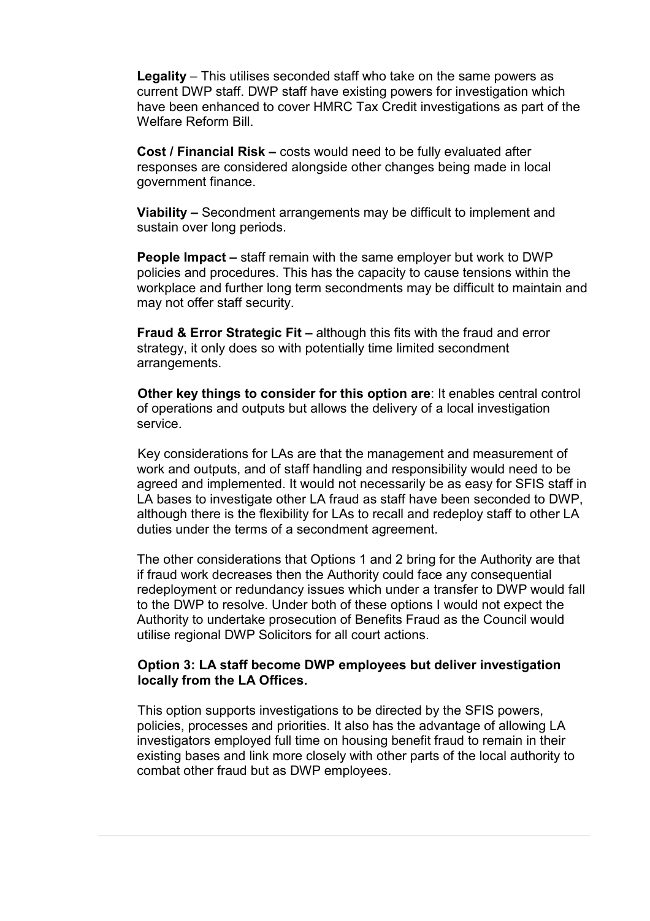**Legality** – This utilises seconded staff who take on the same powers as current DWP staff. DWP staff have existing powers for investigation which have been enhanced to cover HMRC Tax Credit investigations as part of the Welfare Reform Bill.

**Cost / Financial Risk –** costs would need to be fully evaluated after responses are considered alongside other changes being made in local government finance.

**Viability –** Secondment arrangements may be difficult to implement and sustain over long periods.

**People Impact –** staff remain with the same employer but work to DWP policies and procedures. This has the capacity to cause tensions within the workplace and further long term secondments may be difficult to maintain and may not offer staff security.

**Fraud & Error Strategic Fit –** although this fits with the fraud and error strategy, it only does so with potentially time limited secondment arrangements.

**Other key things to consider for this option are**: It enables central control of operations and outputs but allows the delivery of a local investigation service.

Key considerations for LAs are that the management and measurement of work and outputs, and of staff handling and responsibility would need to be agreed and implemented. It would not necessarily be as easy for SFIS staff in LA bases to investigate other LA fraud as staff have been seconded to DWP, although there is the flexibility for LAs to recall and redeploy staff to other LA duties under the terms of a secondment agreement.

The other considerations that Options 1 and 2 bring for the Authority are that if fraud work decreases then the Authority could face any consequential redeployment or redundancy issues which under a transfer to DWP would fall to the DWP to resolve. Under both of these options I would not expect the Authority to undertake prosecution of Benefits Fraud as the Council would utilise regional DWP Solicitors for all court actions.

**Option 3: LA staff become DWP employees but deliver investigation locally from the LA Offices.**

This option supports investigations to be directed by the SFIS powers, policies, processes and priorities. It also has the advantage of allowing LA investigators employed full time on housing benefit fraud to remain in their existing bases and link more closely with other parts of the local authority to combat other fraud but as DWP employees.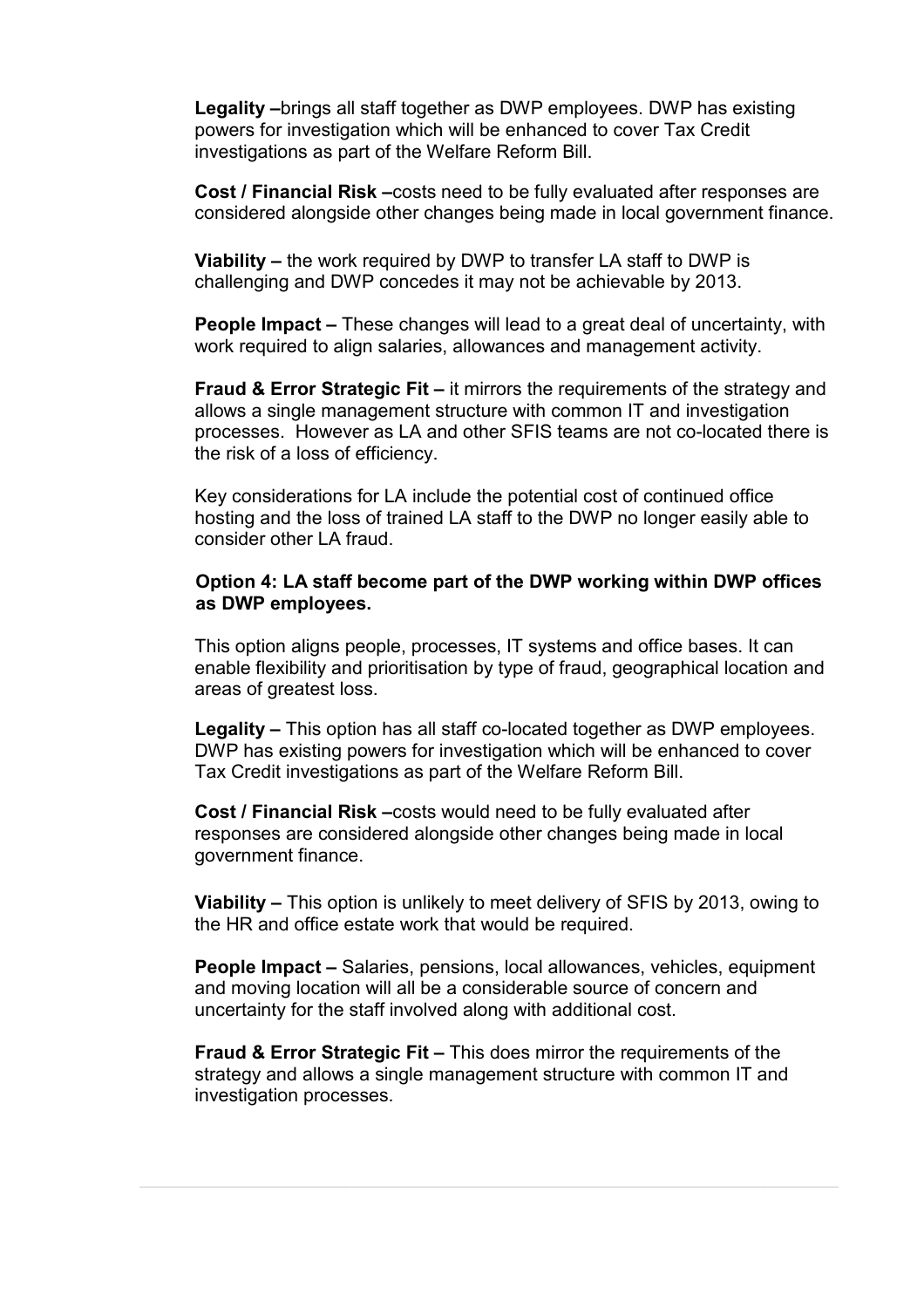**Legality –**brings all staff together as DWP employees. DWP has existing powers for investigation which will be enhanced to cover Tax Credit investigations as part of the Welfare Reform Bill.

**Cost / Financial Risk –**costs need to be fully evaluated after responses are considered alongside other changes being made in local government finance.

**Viability –** the work required by DWP to transfer LA staff to DWP is challenging and DWP concedes it may not be achievable by 2013.

**People Impact –** These changes will lead to a great deal of uncertainty, with work required to align salaries, allowances and management activity.

**Fraud & Error Strategic Fit –** it mirrors the requirements of the strategy and allows a single management structure with common IT and investigation processes. However as LA and other SFIS teams are not co-located there is the risk of a loss of efficiency.

Key considerations for LA include the potential cost of continued office hosting and the loss of trained LA staff to the DWP no longer easily able to consider other LA fraud.

**Option 4: LA staff become part of the DWP working within DWP offices as DWP employees.**

This option aligns people, processes, IT systems and office bases. It can enable flexibility and prioritisation by type of fraud, geographical location and areas of greatest loss.

**Legality –** This option has all staff co-located together as DWP employees. DWP has existing powers for investigation which will be enhanced to cover Tax Credit investigations as part of the Welfare Reform Bill.

**Cost / Financial Risk –**costs would need to be fully evaluated after responses are considered alongside other changes being made in local government finance.

**Viability –** This option is unlikely to meet delivery of SFIS by 2013, owing to the HR and office estate work that would be required.

**People Impact –** Salaries, pensions, local allowances, vehicles, equipment and moving location will all be a considerable source of concern and uncertainty for the staff involved along with additional cost.

**Fraud & Error Strategic Fit –** This does mirror the requirements of the strategy and allows a single management structure with common IT and investigation processes.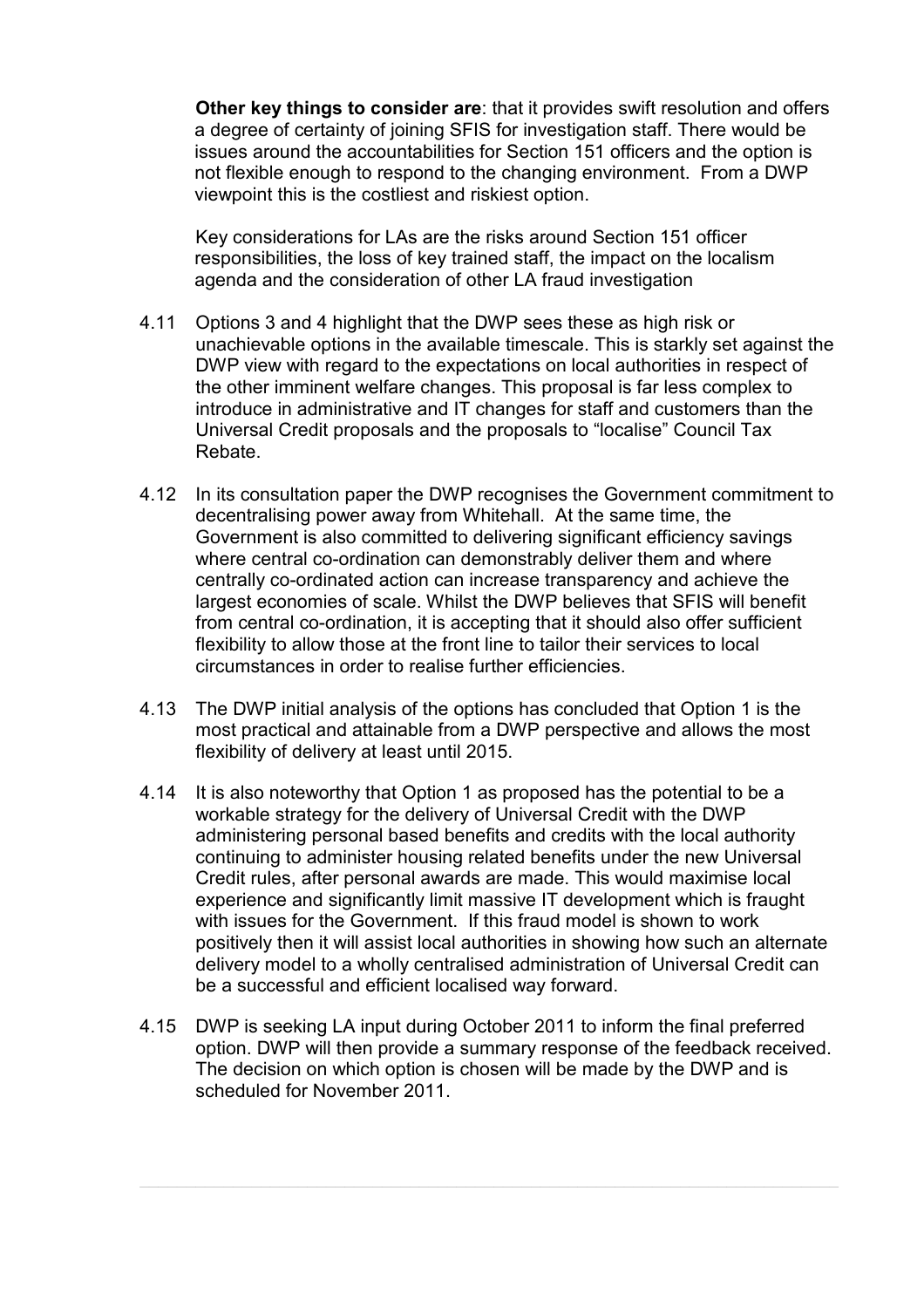**Other key things to consider are**: that it provides swift resolution and offers a degree of certainty of joining SFIS for investigation staff. There would be issues around the accountabilities for Section 151 officers and the option is not flexible enough to respond to the changing environment. From a DWP viewpoint this is the costliest and riskiest option.

Key considerations for LAs are the risks around Section 151 officer responsibilities, the loss of key trained staff, the impact on the localism agenda and the consideration of other LA fraud investigation

4.11 Options 3 and 4 highlight that the DWP sees these as high risk or unachievable options in the available timescale. This is starkly set against the DWP view with regard to the expectations on local authorities in respect of the other imminent welfare changes. This proposal is far less complex to introduce in administrative and IT changes for staff and customers than the Universal Credit proposals and the proposals to "localise" Council Tax Rebate.

4.12 In its consultation paper the DWP recognises the Government commitment to decentralising power away from Whitehall. At the same time, the Government is also committed to delivering significant efficiency savings where central co-ordination can demonstrably deliver them and where centrally co-ordinated action can increase transparency and achieve the largest economies of scale. Whilst the DWP believes that SFIS will benefit from central co-ordination, it is accepting that it should also offer sufficient flexibility to allow those at the front line to tailor their services to local circumstances in order to realise further efficiencies.

4.13 The DWP initial analysis of the options has concluded that Option 1 is the most practical and attainable from a DWP perspective and allows the most flexibility of delivery at least until 2015.

4.14 It is also noteworthy that Option 1 as proposed has the potential to be a workable strategy for the delivery of Universal Credit with the DWP administering personal based benefits and credits with the local authority continuing to administer housing related benefits under the new Universal Credit rules, after personal awards are made. This would maximise local experience and significantly limit massive IT development which is fraught with issues for the Government. If this fraud model is shown to work positively then it will assist local authorities in showing how such an alternate delivery model to a wholly centralised administration of Universal Credit can be a successful and efficient localised way forward.

4.15 DWP is seeking LA input during October 2011 to inform the final preferred option. DWP will then provide a summary response of the feedback received. The decision on which option is chosen will be made by the DWP and is scheduled for November 2011.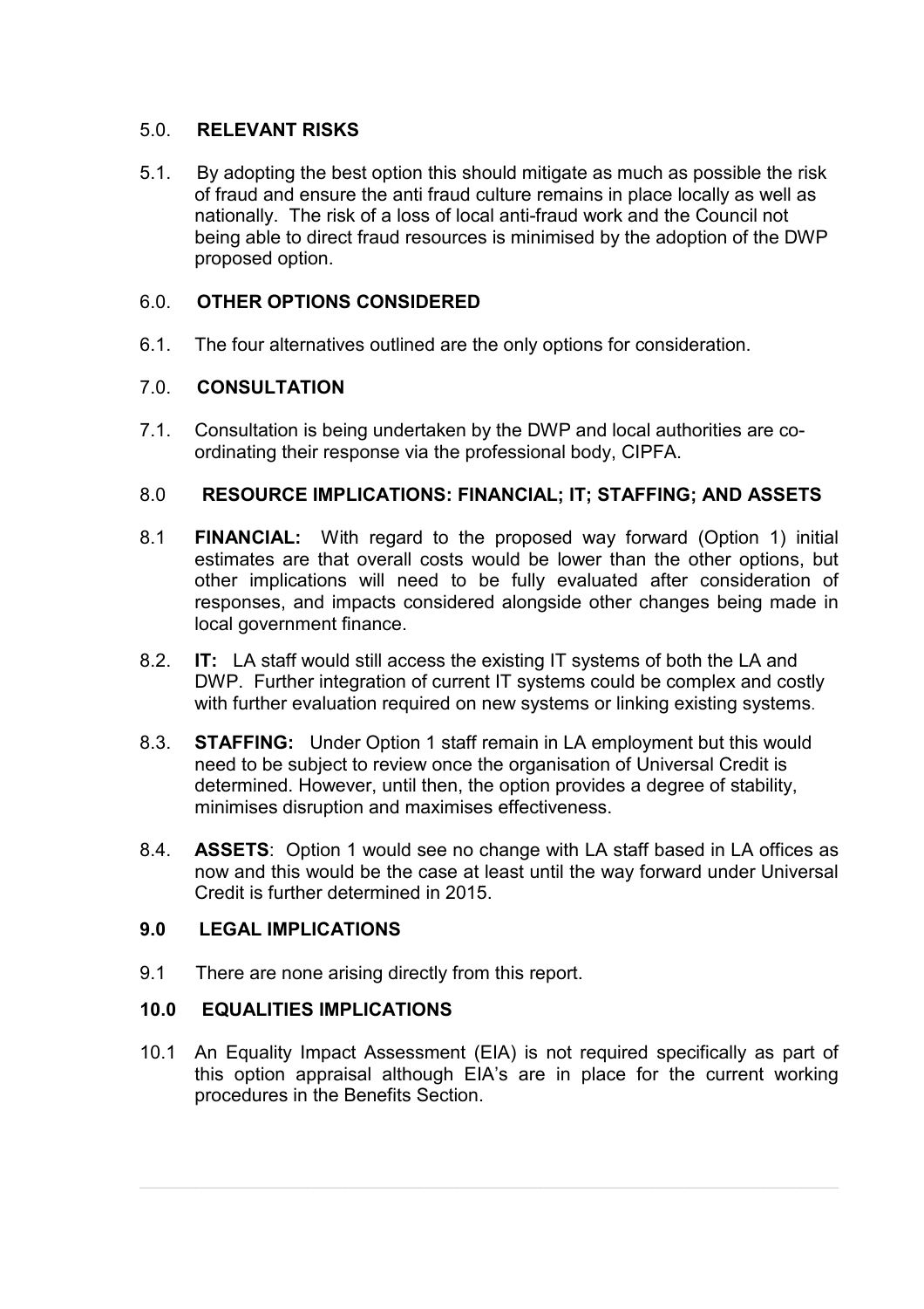## 5.0. RELEVANT RISKS

5.1. By adopting the best option this should mitigate as much as possible the risk of fraud and ensure the anti fraud culture remains in place locally as well as nationally. The risk of a loss of local anti-fraud work and the Council not being able to direct fraud resources is minimised by the adoption of the DWP proposed option.

## 6.0. OTHER OPTIONS CONSIDERED

6.1. The four alternatives outlined are the only options for consideration.

## 7.0. CONSULTATION

7.1. Consultation is being undertaken by the DWP and local authorities are co-ordinating their response via the professional body, CIPFA.

## 8.0 RESOURCE IMPLICATIONS: FINANCIAL; IT; STAFFING; AND ASSETS

8.1 **FINANCIAL:** With regard to the proposed way forward (Option 1) initial estimates are that overall costs would be lower than the other options, but other implications will need to be fully evaluated after consideration of responses, and impacts considered alongside other changes being made in local government finance.

8.2. **IT:** LA staff would still access the existing IT systems of both the LA and DWP. Further integration of current IT systems could be complex and costly with further evaluation required on new systems or linking existing systems.

8.3. **STAFFING:** Under Option 1 staff remain in LA employment but this would need to be subject to review once the organisation of Universal Credit is determined. However, until then, the option provides a degree of stability, minimises disruption and maximises effectiveness.

8.4. **ASSETS**: Option 1 would see no change with LA staff based in LA offices as now and this would be the case at least until the way forward under Universal Credit is further determined in 2015.

## 9.0 LEGAL IMPLICATIONS

9.1 There are none arising directly from this report.

## 10.0 EQUALITIES IMPLICATIONS

10.1 An Equality Impact Assessment (EIA) is not required specifically as part of this option appraisal although EIA's are in place for the current working procedures in the Benefits Section.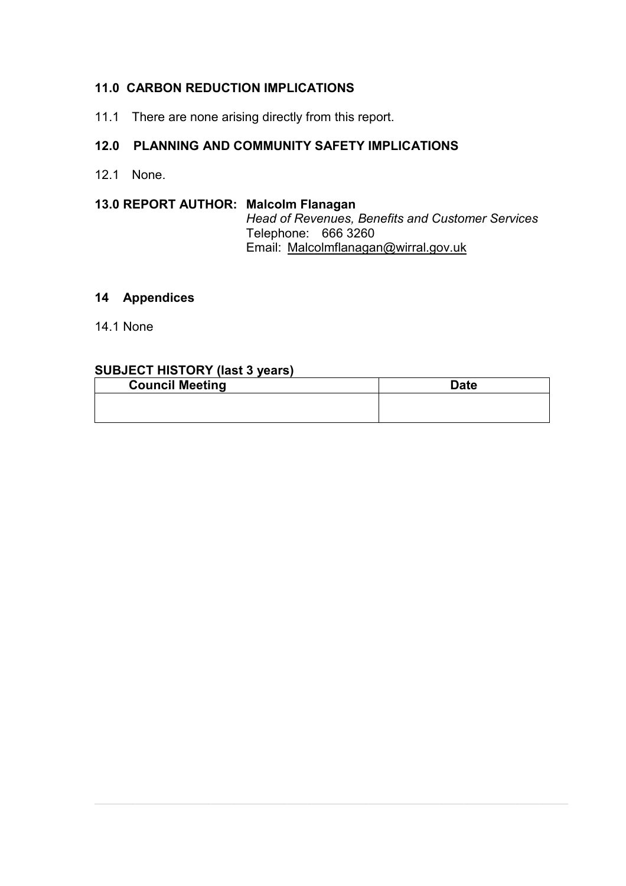## 11.0 CARBON REDUCTION IMPLICATIONS

11.1 There are none arising directly from this report.

## 12.0 PLANNING AND COMMUNITY SAFETY IMPLICATIONS

12.1 None.

## 13.0 REPORT AUTHOR: Malcolm Flanagan

*Head of Revenues, Benefits and Customer Services*
Telephone: 666 3260
Email: Malcolmflanagan@wirral.gov.uk

## 14 Appendices

14.1 None

**SUBJECT HISTORY (last 3 years)**

| Council Meeting | Date |
|---|---|
| | |